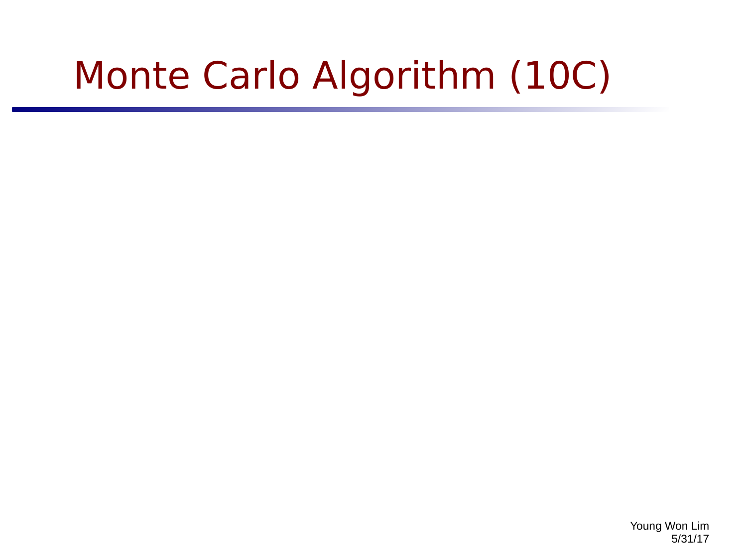# Monte Carlo Algorithm (10C)

Young Won Lim
5/31/17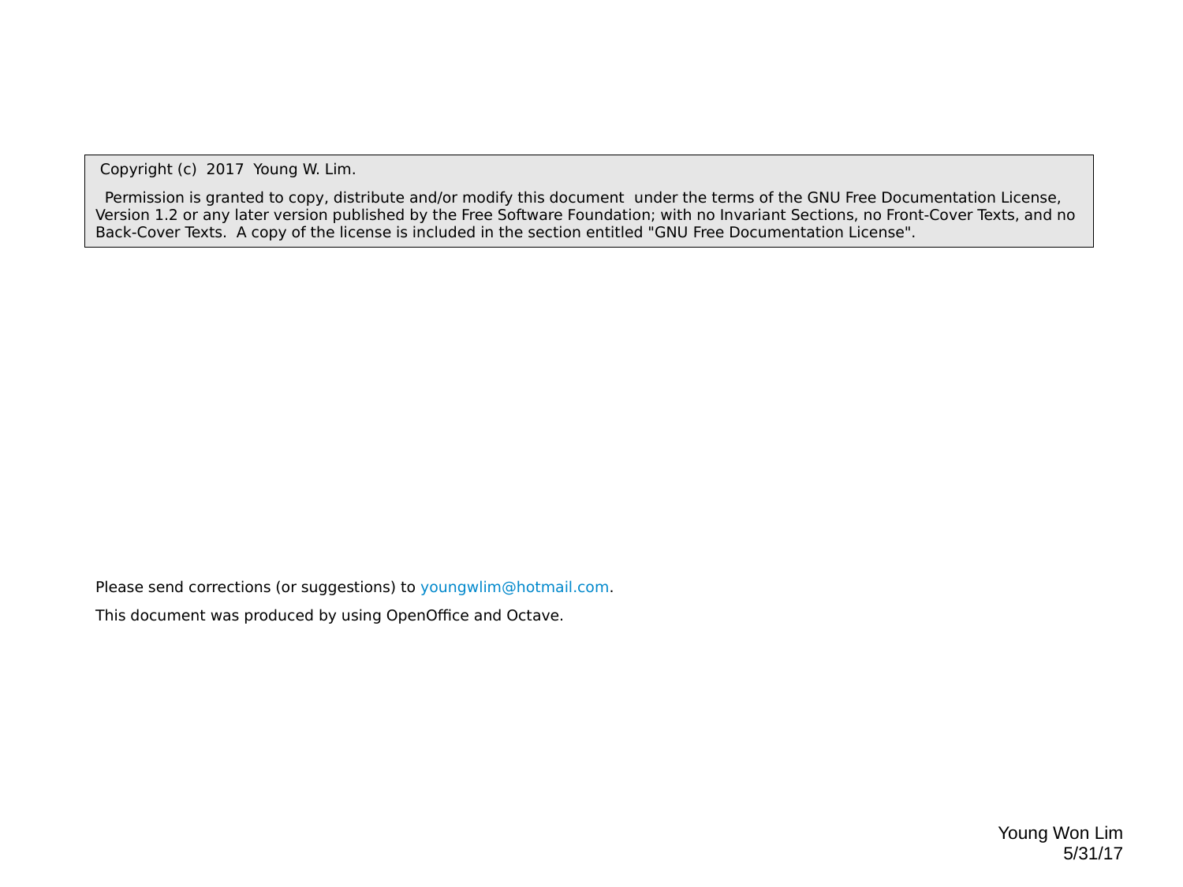Copyright (c) 2017 Young W. Lim.

Permission is granted to copy, distribute and/or modify this document under the terms of the GNU Free Documentation License, Version 1.2 or any later version published by the Free Software Foundation; with no Invariant Sections, no Front-Cover Texts, and no Back-Cover Texts. A copy of the license is included in the section entitled "GNU Free Documentation License".

Please send corrections (or suggestions) to youngwlim@hotmail.com.

This document was produced by using OpenOffice and Octave.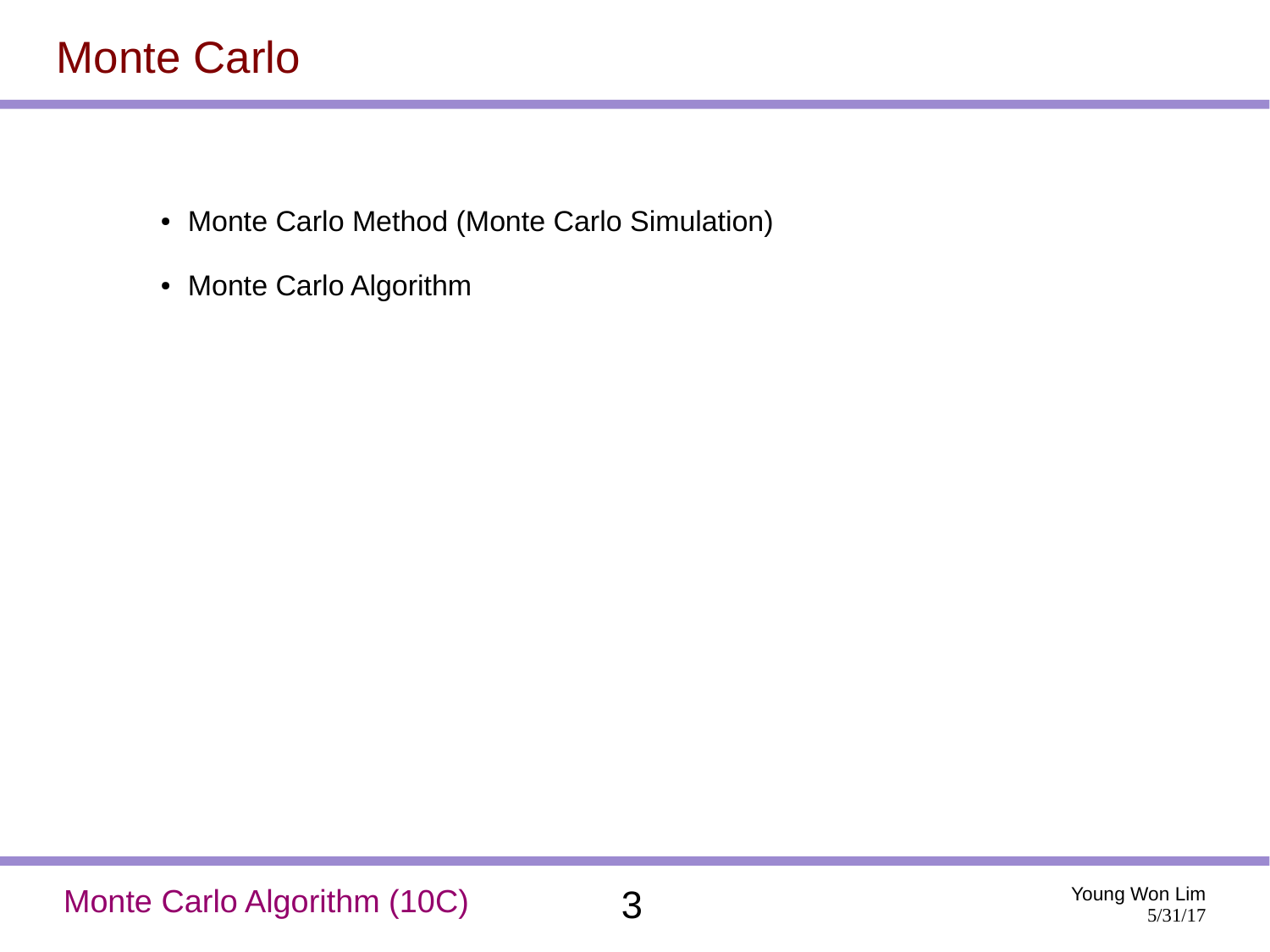# Monte Carlo

- Monte Carlo Method (Monte Carlo Simulation)
- Monte Carlo Algorithm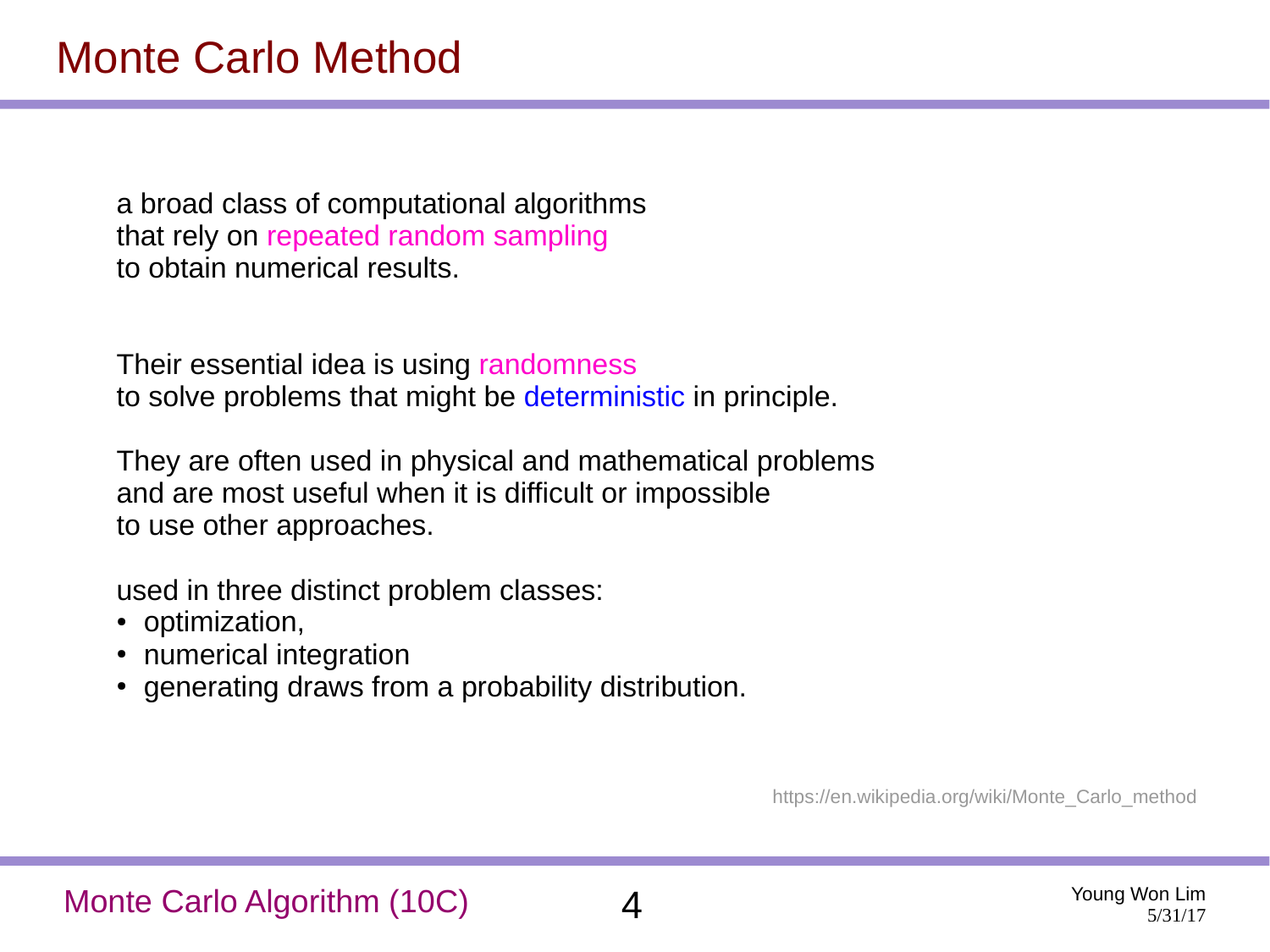# Monte Carlo Method

a broad class of computational algorithms
that rely on repeated random sampling
to obtain numerical results.

Their essential idea is using randomness
to solve problems that might be deterministic in principle.

They are often used in physical and mathematical problems
and are most useful when it is difficult or impossible
to use other approaches.

used in three distinct problem classes:

- optimization,
- numerical integration
- generating draws from a probability distribution.

https://en.wikipedia.org/wiki/Monte_Carlo_method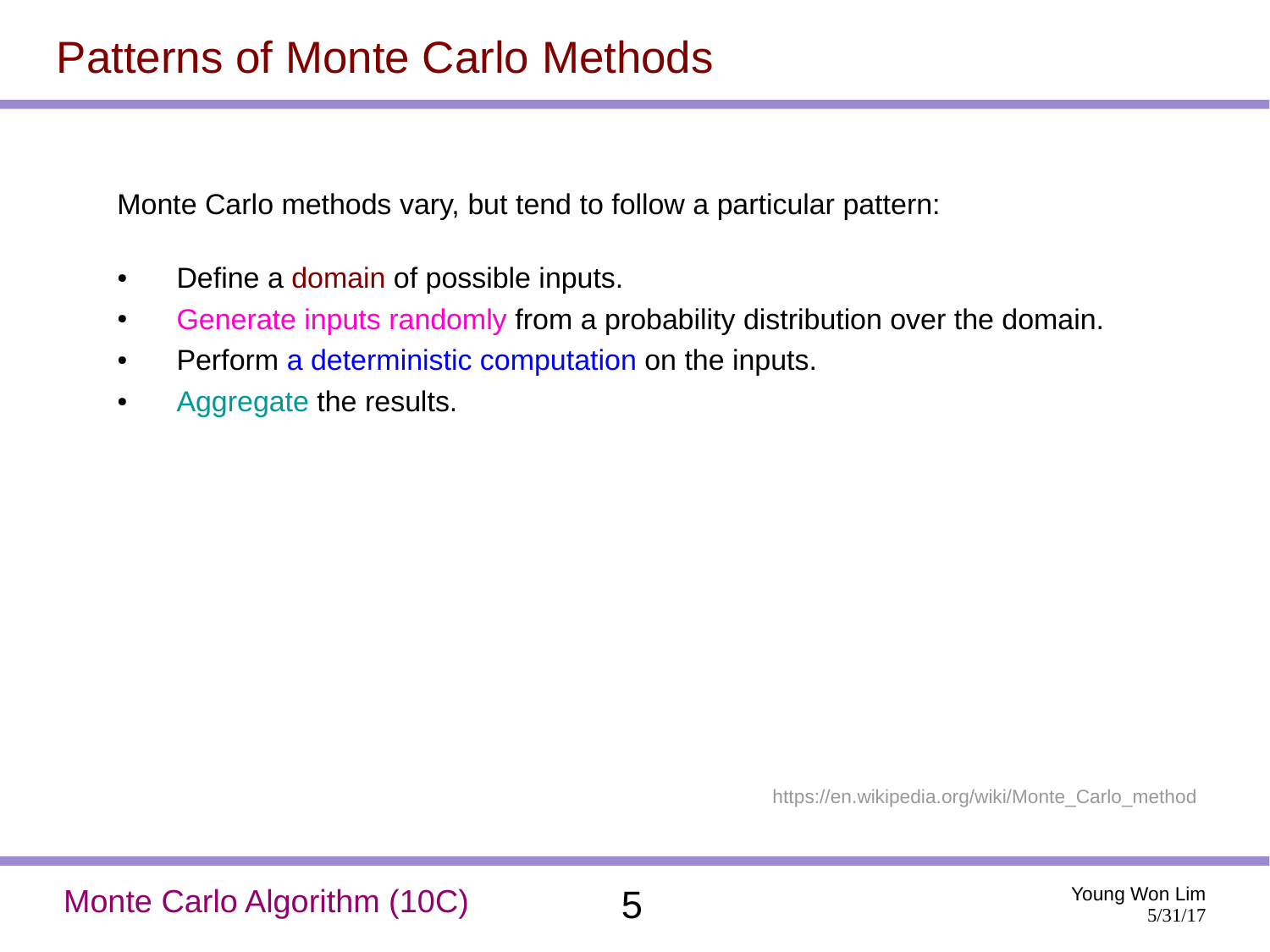# Patterns of Monte Carlo Methods

Monte Carlo methods vary, but tend to follow a particular pattern:

- Define a domain of possible inputs.
- Generate inputs randomly from a probability distribution over the domain.
- Perform a deterministic computation on the inputs.
- Aggregate the results.

https://en.wikipedia.org/wiki/Monte_Carlo_method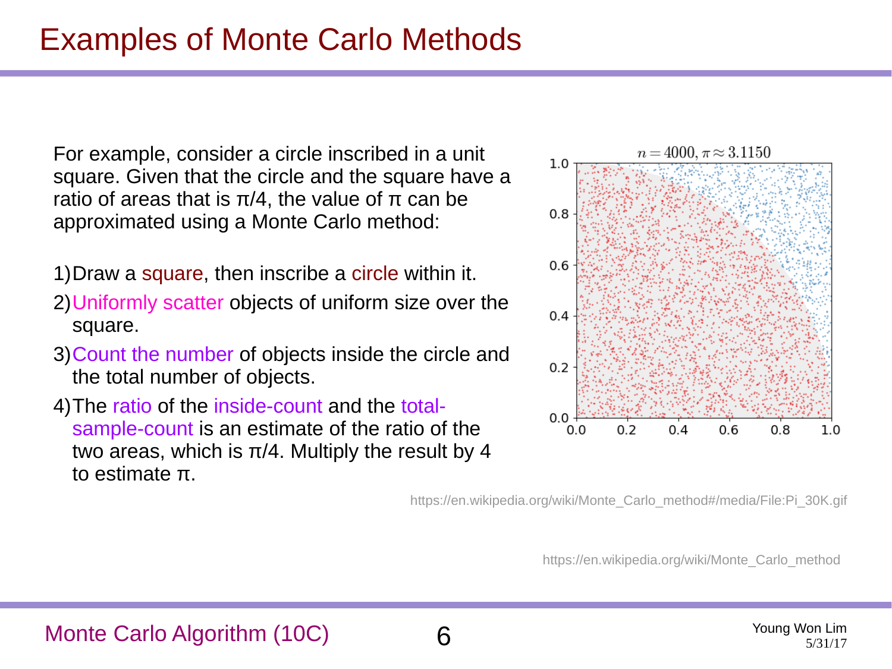# Examples of Monte Carlo Methods

For example, consider a circle inscribed in a unit square. Given that the circle and the square have a ratio of areas that is $\pi/4$, the value of $\pi$ can be approximated using a Monte Carlo method:

1) Draw a square, then inscribe a circle within it.
2) Uniformly scatter objects of uniform size over the square.
3) Count the number of objects inside the circle and the total number of objects.
4) The ratio of the inside-count and the total-sample-count is an estimate of the ratio of the two areas, which is $\pi/4$. Multiply the result by 4 to estimate $\pi$.

$n = 4000, \pi \approx 3.1150$

https://en.wikipedia.org/wiki/Monte_Carlo_method#/media/File:Pi_30K.gif

https://en.wikipedia.org/wiki/Monte_Carlo_method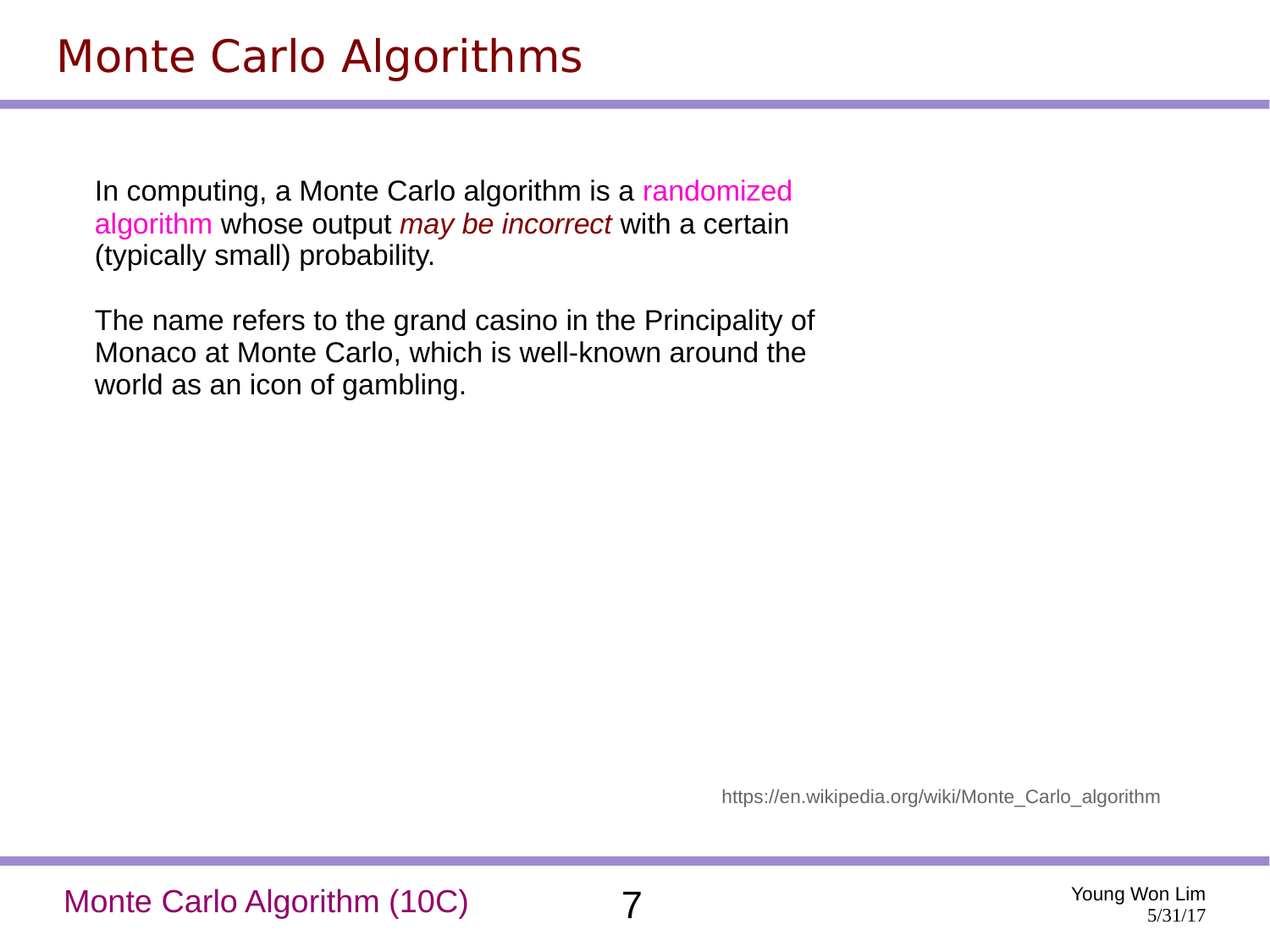# Monte Carlo Algorithms

In computing, a Monte Carlo algorithm is a randomized algorithm whose output *may be incorrect* with a certain (typically small) probability.

The name refers to the grand casino in the Principality of Monaco at Monte Carlo, which is well-known around the world as an icon of gambling.

https://en.wikipedia.org/wiki/Monte_Carlo_algorithm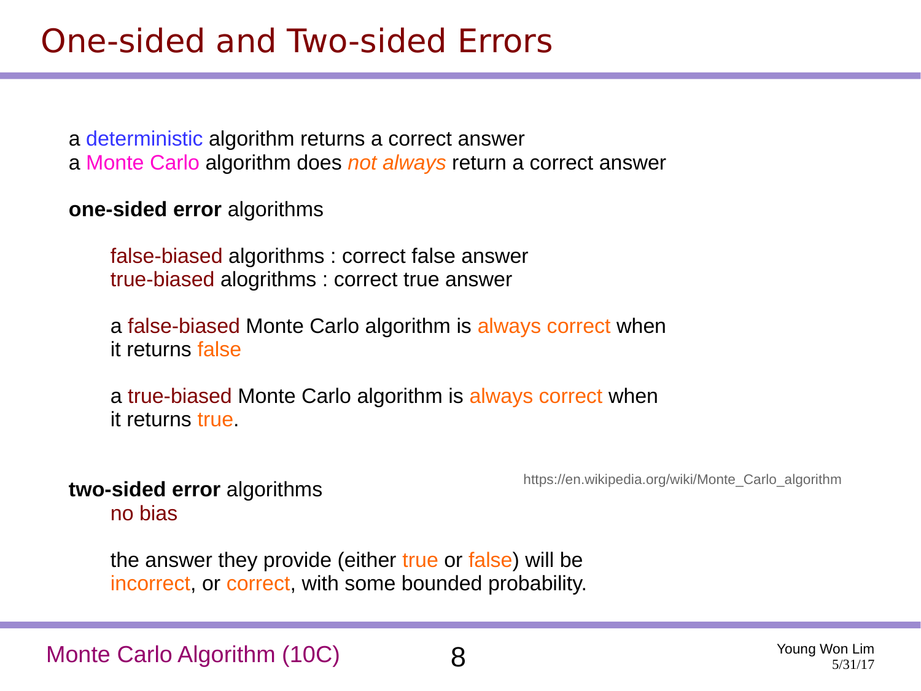# One-sided and Two-sided Errors

a deterministic algorithm returns a correct answer
a Monte Carlo algorithm does *not always* return a correct answer

**one-sided error** algorithms

false-biased algorithms : correct false answer
true-biased alogrithms : correct true answer

a false-biased Monte Carlo algorithm is always correct when it returns false

a true-biased Monte Carlo algorithm is always correct when it returns true.

https://en.wikipedia.org/wiki/Monte_Carlo_algorithm

**two-sided error** algorithms
no bias

the answer they provide (either true or false) will be incorrect, or correct, with some bounded probability.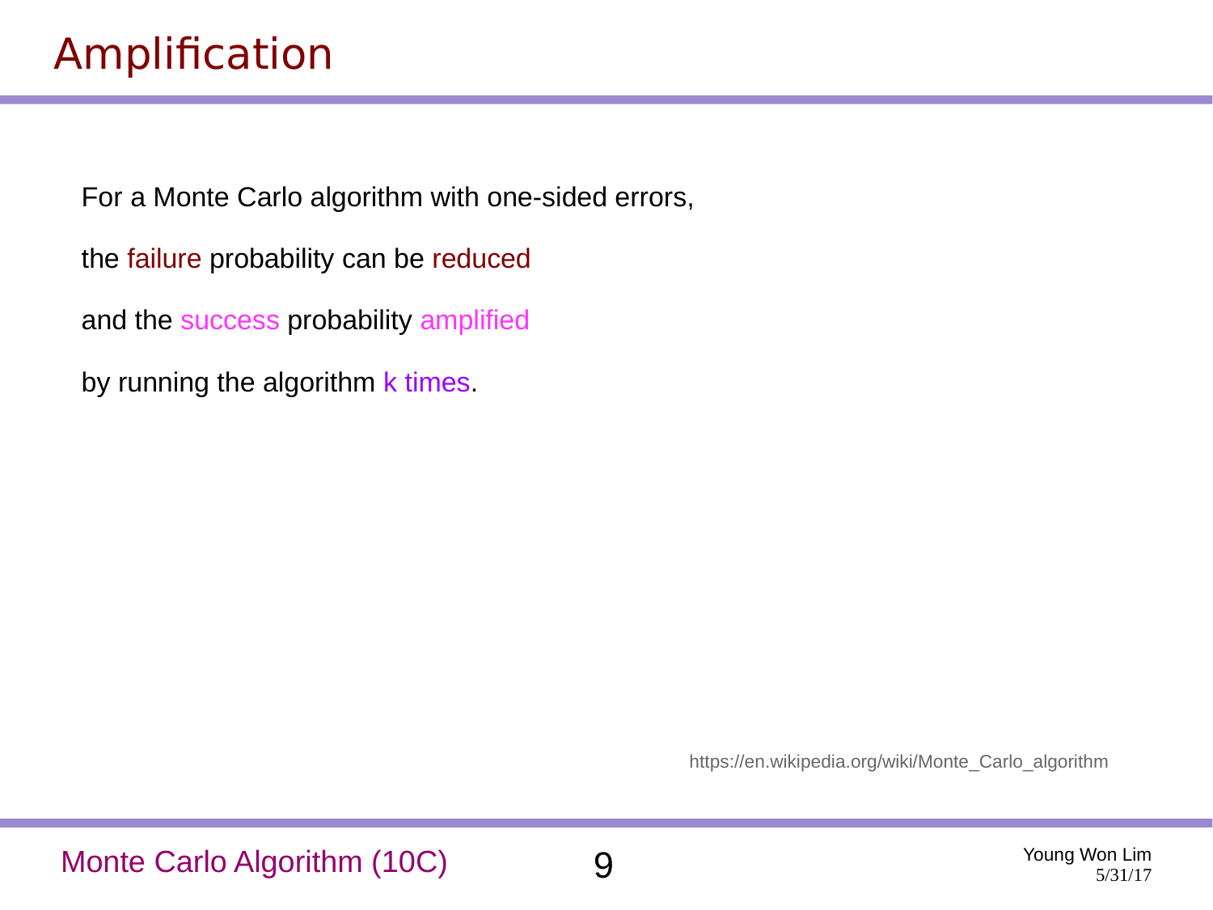# Amplification

For a Monte Carlo algorithm with one-sided errors,

the failure probability can be reduced

and the success probability amplified

by running the algorithm k times.

https://en.wikipedia.org/wiki/Monte_Carlo_algorithm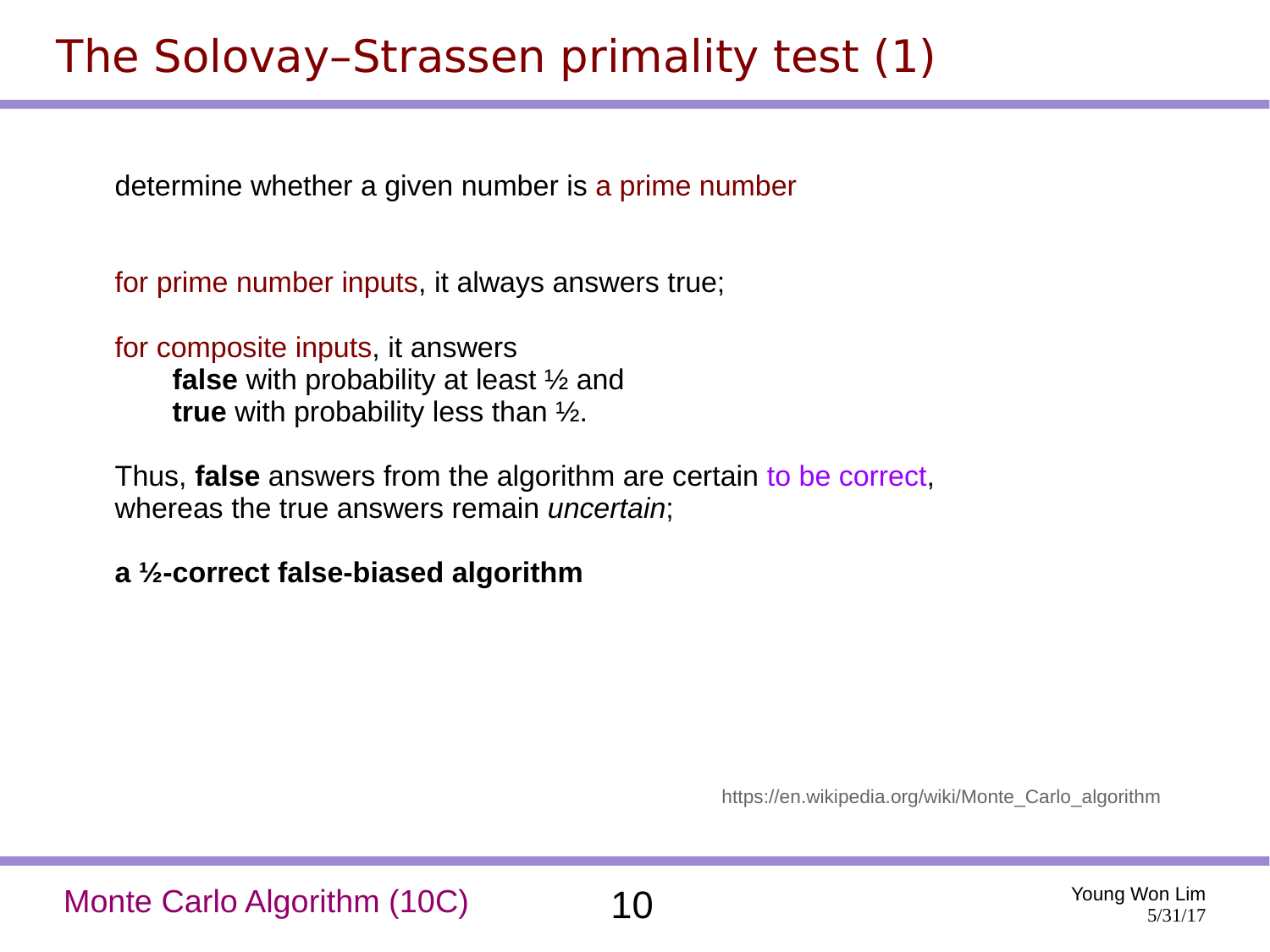# The Solovay–Strassen primality test (1)

determine whether a given number is a prime number

for prime number inputs, it always answers true;

for composite inputs, it answers
  **false** with probability at least ½ and
  **true** with probability less than ½.

Thus, **false** answers from the algorithm are certain to be correct,
whereas the true answers remain *uncertain*;

**a ½-correct false-biased algorithm**

https://en.wikipedia.org/wiki/Monte_Carlo_algorithm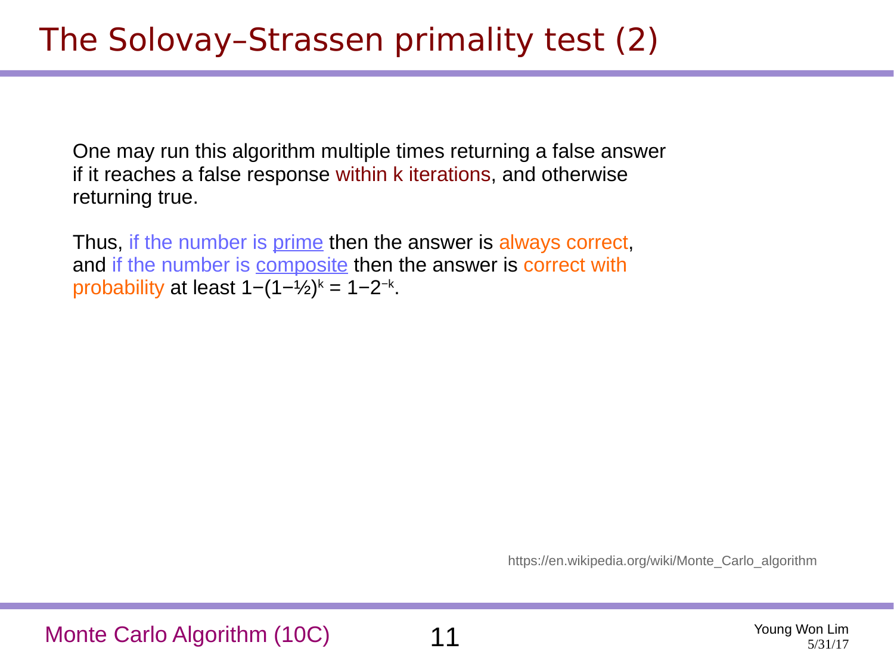# The Solovay–Strassen primality test (2)

One may run this algorithm multiple times returning a false answer if it reaches a false response within k iterations, and otherwise returning true.

Thus, if the number is prime then the answer is always correct, and if the number is composite then the answer is correct with probability at least $1-(1-\frac{1}{2})^k = 1-2^{-k}$.

https://en.wikipedia.org/wiki/Monte_Carlo_algorithm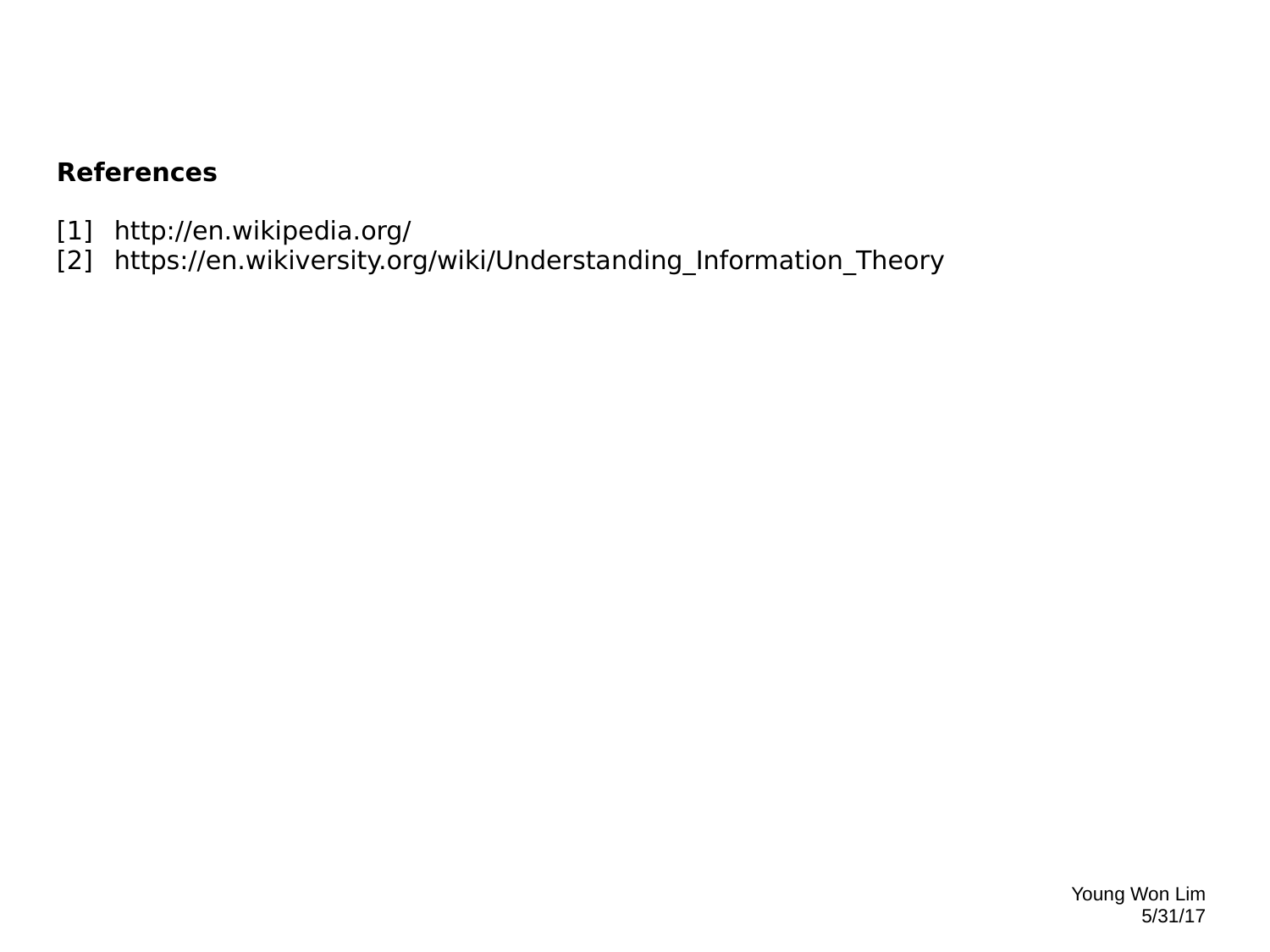**References**

[1] http://en.wikipedia.org/
[2] https://en.wikiversity.org/wiki/Understanding_Information_Theory